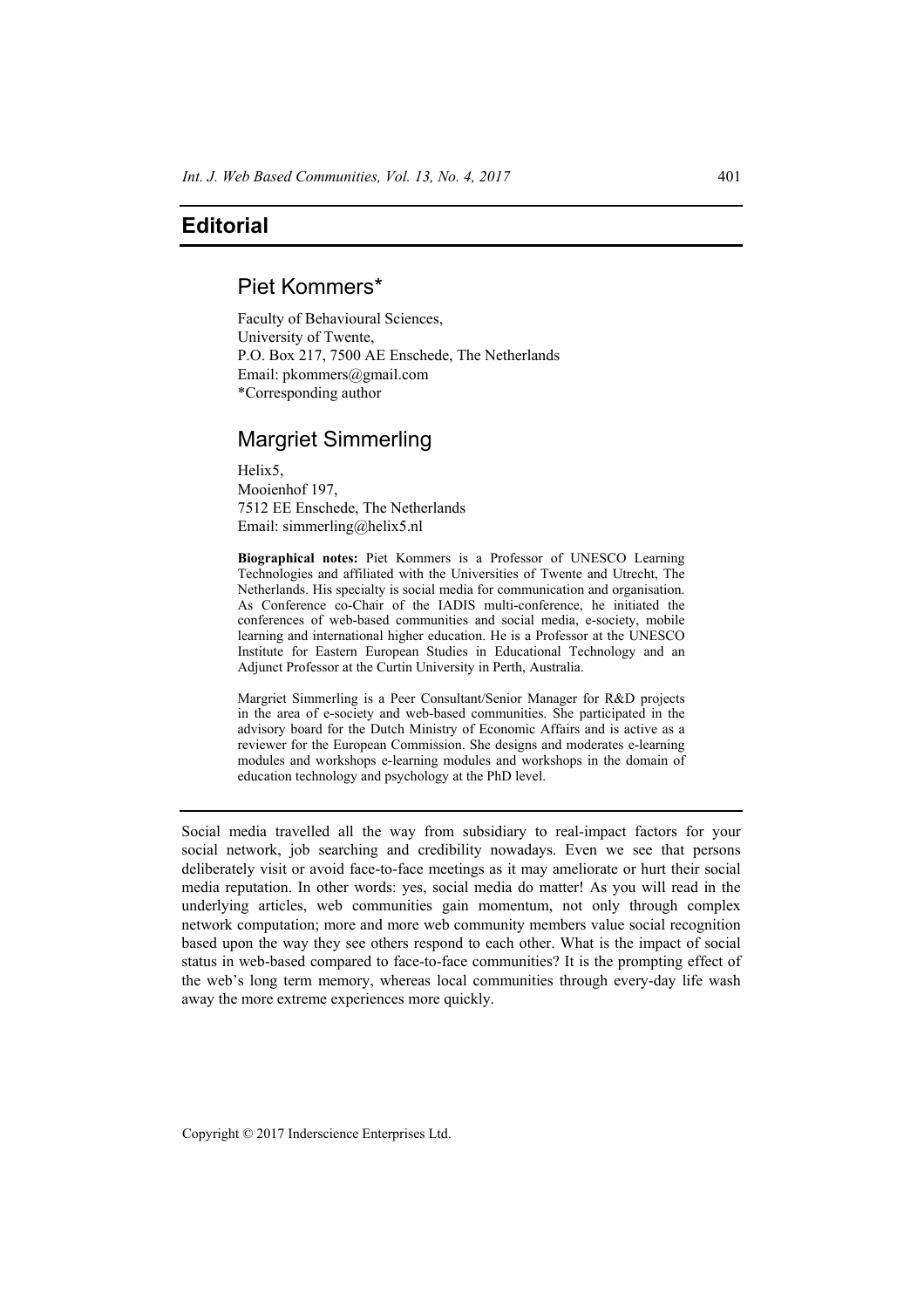# Editorial

## Piet Kommers*

Faculty of Behavioural Sciences,
University of Twente,
P.O. Box 217, 7500 AE Enschede, The Netherlands
Email: pkommers@gmail.com
*Corresponding author

## Margriet Simmerling

Helix5,
Mooienhof 197,
7512 EE Enschede, The Netherlands
Email: simmerling@helix5.nl

**Biographical notes:** Piet Kommers is a Professor of UNESCO Learning Technologies and affiliated with the Universities of Twente and Utrecht, The Netherlands. His specialty is social media for communication and organisation. As Conference co-Chair of the IADIS multi-conference, he initiated the conferences of web-based communities and social media, e-society, mobile learning and international higher education. He is a Professor at the UNESCO Institute for Eastern European Studies in Educational Technology and an Adjunct Professor at the Curtin University in Perth, Australia.

Margriet Simmerling is a Peer Consultant/Senior Manager for R&D projects in the area of e-society and web-based communities. She participated in the advisory board for the Dutch Ministry of Economic Affairs and is active as a reviewer for the European Commission. She designs and moderates e-learning modules and workshops e-learning modules and workshops in the domain of education technology and psychology at the PhD level.

Social media travelled all the way from subsidiary to real-impact factors for your social network, job searching and credibility nowadays. Even we see that persons deliberately visit or avoid face-to-face meetings as it may ameliorate or hurt their social media reputation. In other words: yes, social media do matter! As you will read in the underlying articles, web communities gain momentum, not only through complex network computation; more and more web community members value social recognition based upon the way they see others respond to each other. What is the impact of social status in web-based compared to face-to-face communities? It is the prompting effect of the web's long term memory, whereas local communities through every-day life wash away the more extreme experiences more quickly.

Copyright © 2017 Inderscience Enterprises Ltd.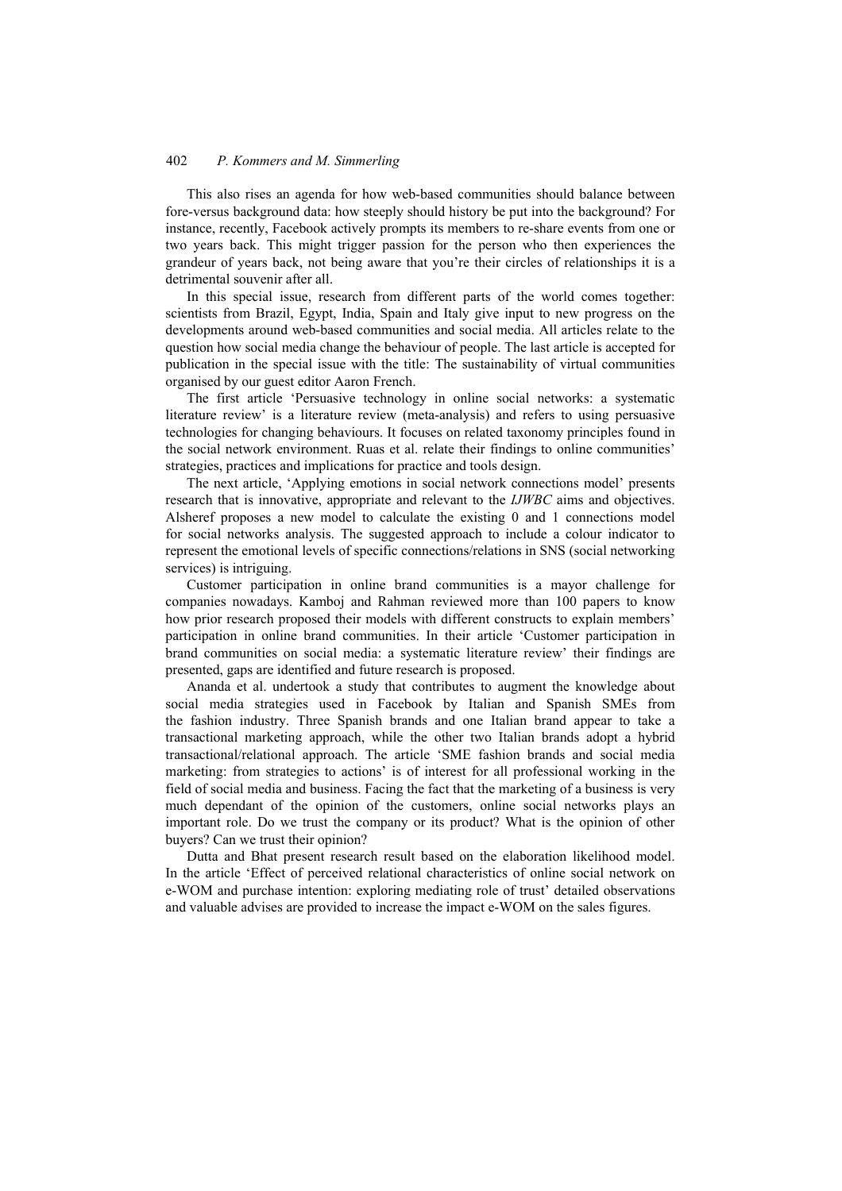This also rises an agenda for how web-based communities should balance between fore-versus background data: how steeply should history be put into the background? For instance, recently, Facebook actively prompts its members to re-share events from one or two years back. This might trigger passion for the person who then experiences the grandeur of years back, not being aware that you're their circles of relationships it is a detrimental souvenir after all.

In this special issue, research from different parts of the world comes together: scientists from Brazil, Egypt, India, Spain and Italy give input to new progress on the developments around web-based communities and social media. All articles relate to the question how social media change the behaviour of people. The last article is accepted for publication in the special issue with the title: The sustainability of virtual communities organised by our guest editor Aaron French.

The first article 'Persuasive technology in online social networks: a systematic literature review' is a literature review (meta-analysis) and refers to using persuasive technologies for changing behaviours. It focuses on related taxonomy principles found in the social network environment. Ruas et al. relate their findings to online communities' strategies, practices and implications for practice and tools design.

The next article, 'Applying emotions in social network connections model' presents research that is innovative, appropriate and relevant to the *IJWBC* aims and objectives. Alsheref proposes a new model to calculate the existing 0 and 1 connections model for social networks analysis. The suggested approach to include a colour indicator to represent the emotional levels of specific connections/relations in SNS (social networking services) is intriguing.

Customer participation in online brand communities is a mayor challenge for companies nowadays. Kamboj and Rahman reviewed more than 100 papers to know how prior research proposed their models with different constructs to explain members' participation in online brand communities. In their article 'Customer participation in brand communities on social media: a systematic literature review' their findings are presented, gaps are identified and future research is proposed.

Ananda et al. undertook a study that contributes to augment the knowledge about social media strategies used in Facebook by Italian and Spanish SMEs from the fashion industry. Three Spanish brands and one Italian brand appear to take a transactional marketing approach, while the other two Italian brands adopt a hybrid transactional/relational approach. The article 'SME fashion brands and social media marketing: from strategies to actions' is of interest for all professional working in the field of social media and business. Facing the fact that the marketing of a business is very much dependant of the opinion of the customers, online social networks plays an important role. Do we trust the company or its product? What is the opinion of other buyers? Can we trust their opinion?

Dutta and Bhat present research result based on the elaboration likelihood model. In the article 'Effect of perceived relational characteristics of online social network on e-WOM and purchase intention: exploring mediating role of trust' detailed observations and valuable advises are provided to increase the impact e-WOM on the sales figures.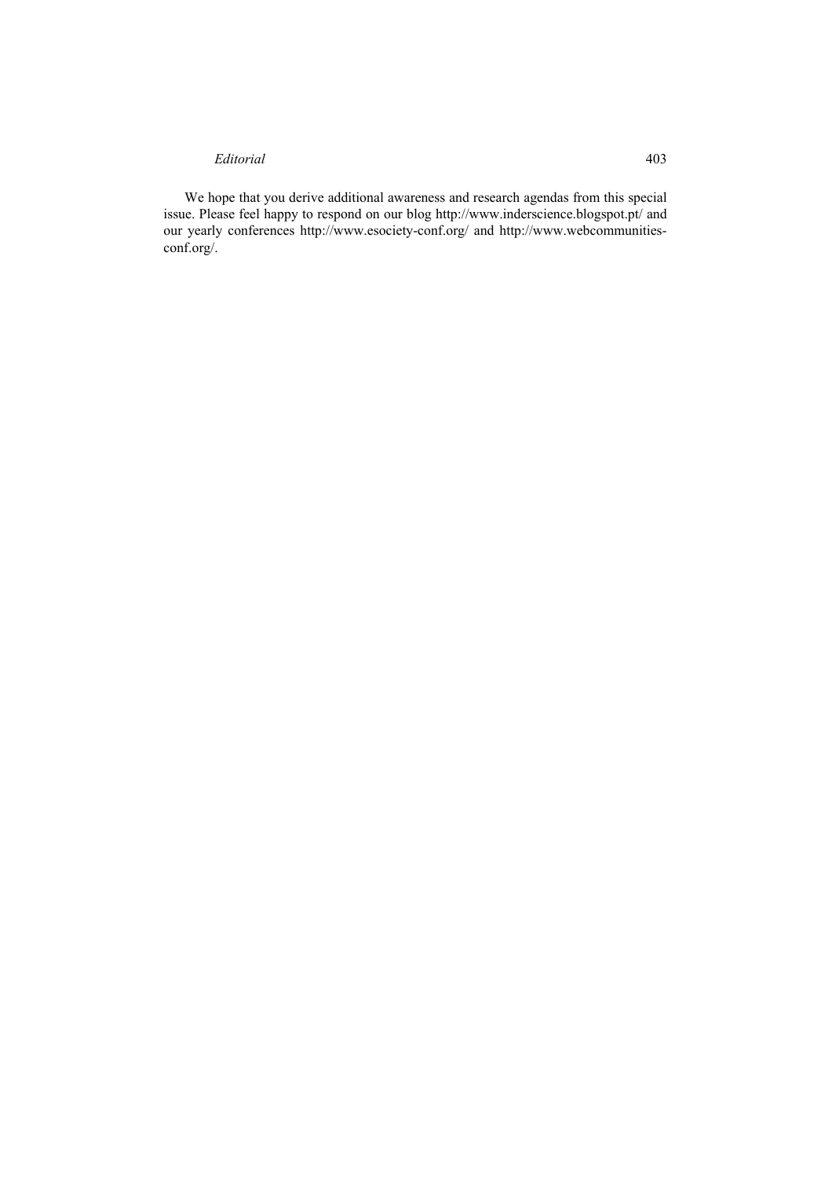We hope that you derive additional awareness and research agendas from this special issue. Please feel happy to respond on our blog http://www.inderscience.blogspot.pt/ and our yearly conferences http://www.esociety-conf.org/ and http://www.webcommunities-conf.org/.